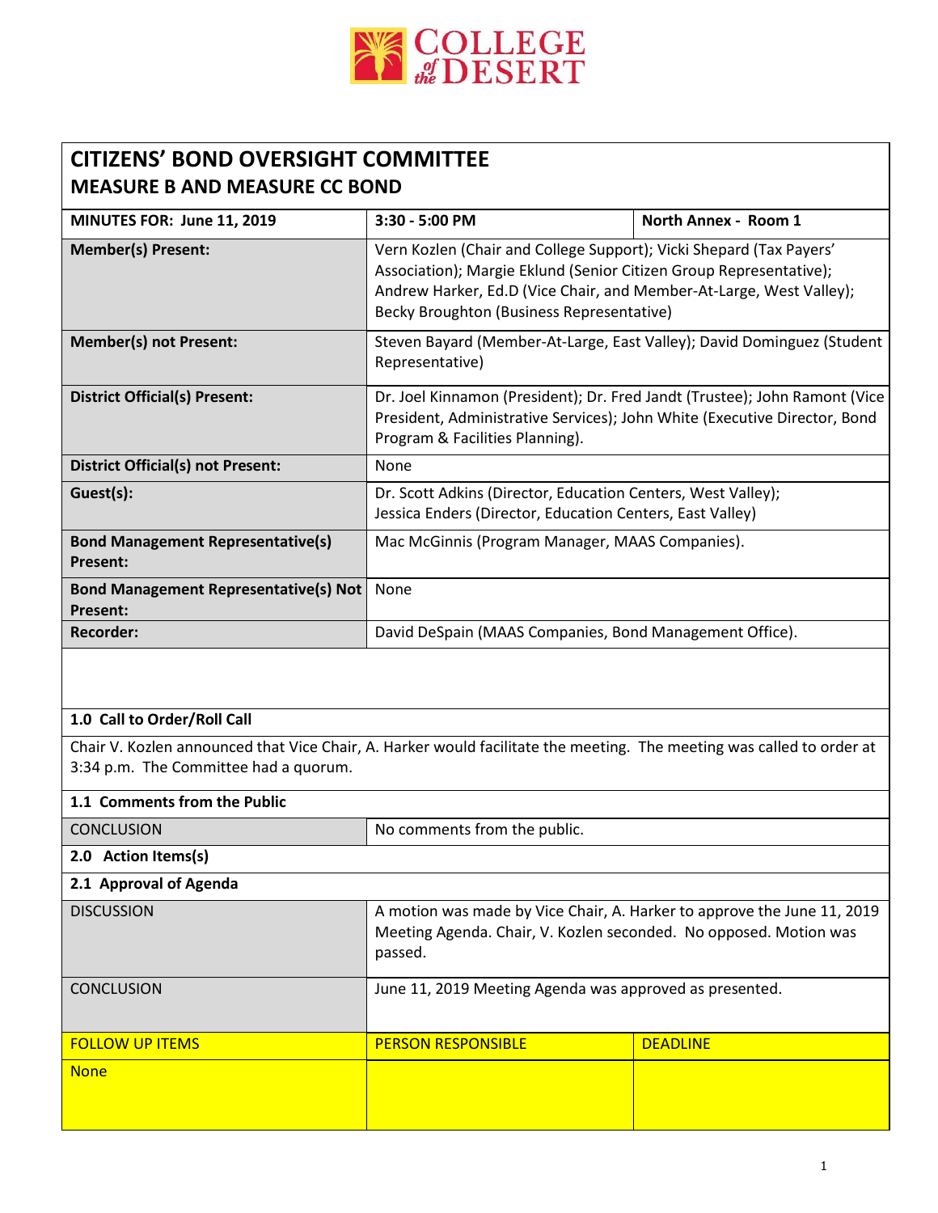COLLEGE *of the* DESERT

# CITIZENS' BOND OVERSIGHT COMMITTEE
## MEASURE B AND MEASURE CC BOND

| MINUTES FOR: June 11, 2019 | 3:30 - 5:00 PM | North Annex - Room 1 |
|---|---|---|
| **Member(s) Present:** | Vern Kozlen (Chair and College Support); Vicki Shepard (Tax Payers' Association); Margie Eklund (Senior Citizen Group Representative); Andrew Harker, Ed.D (Vice Chair, and Member-At-Large, West Valley); Becky Broughton (Business Representative) | |
| **Member(s) not Present:** | Steven Bayard (Member-At-Large, East Valley); David Dominguez (Student Representative) | |
| **District Official(s) Present:** | Dr. Joel Kinnamon (President); Dr. Fred Jandt (Trustee); John Ramont (Vice President, Administrative Services); John White (Executive Director, Bond Program & Facilities Planning). | |
| **District Official(s) not Present:** | None | |
| **Guest(s):** | Dr. Scott Adkins (Director, Education Centers, West Valley); Jessica Enders (Director, Education Centers, East Valley) | |
| **Bond Management Representative(s) Present:** | Mac McGinnis (Program Manager, MAAS Companies). | |
| **Bond Management Representative(s) Not Present:** | None | |
| **Recorder:** | David DeSpain (MAAS Companies, Bond Management Office). | |

### 1.0 Call to Order/Roll Call

Chair V. Kozlen announced that Vice Chair, A. Harker would facilitate the meeting. The meeting was called to order at 3:34 p.m. The Committee had a quorum.

### 1.1 Comments from the Public

| CONCLUSION | No comments from the public. |
|---|---|

### 2.0 Action Items(s)

### 2.1 Approval of Agenda

| DISCUSSION | A motion was made by Vice Chair, A. Harker to approve the June 11, 2019 Meeting Agenda. Chair, V. Kozlen seconded. No opposed. Motion was passed. | |
|---|---|---|
| CONCLUSION | June 11, 2019 Meeting Agenda was approved as presented. | |
| FOLLOW UP ITEMS | PERSON RESPONSIBLE | DEADLINE |
| None | | |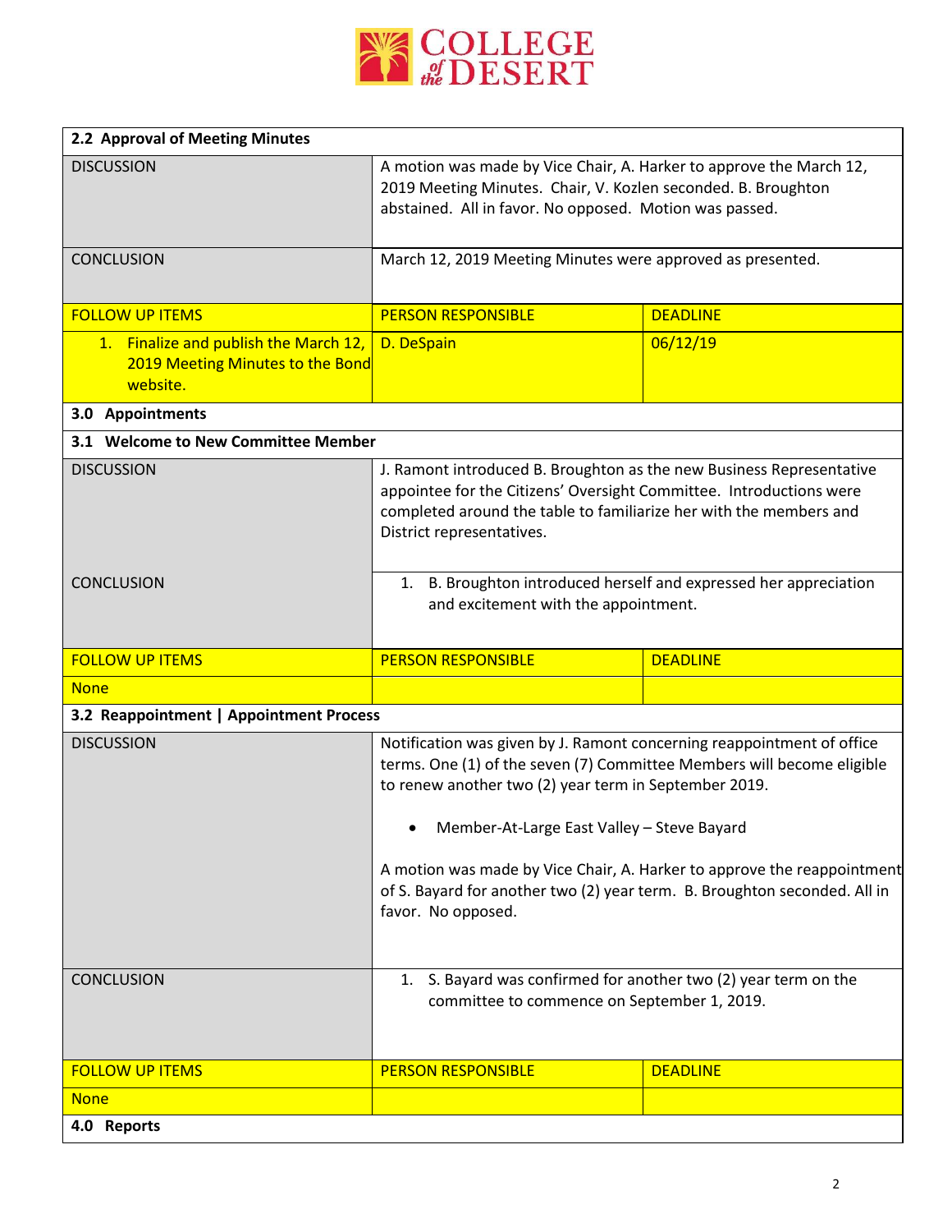| 2.2 Approval of Meeting Minutes | | |
|---|---|---|
| DISCUSSION | A motion was made by Vice Chair, A. Harker to approve the March 12, 2019 Meeting Minutes. Chair, V. Kozlen seconded. B. Broughton abstained. All in favor. No opposed. Motion was passed. | |
| CONCLUSION | March 12, 2019 Meeting Minutes were approved as presented. | |
| FOLLOW UP ITEMS | PERSON RESPONSIBLE | DEADLINE |
| 1. Finalize and publish the March 12, 2019 Meeting Minutes to the Bond website. | D. DeSpain | 06/12/19 |
| **3.0 Appointments** | | |
| **3.1 Welcome to New Committee Member** | | |
| DISCUSSION | J. Ramont introduced B. Broughton as the new Business Representative appointee for the Citizens' Oversight Committee. Introductions were completed around the table to familiarize her with the members and District representatives. | |
| CONCLUSION | 1. B. Broughton introduced herself and expressed her appreciation and excitement with the appointment. | |
| FOLLOW UP ITEMS | PERSON RESPONSIBLE | DEADLINE |
| None | | |
| **3.2 Reappointment \| Appointment Process** | | |
| DISCUSSION | Notification was given by J. Ramont concerning reappointment of office terms. One (1) of the seven (7) Committee Members will become eligible to renew another two (2) year term in September 2019.<br><br>• Member-At-Large East Valley – Steve Bayard<br><br>A motion was made by Vice Chair, A. Harker to approve the reappointment of S. Bayard for another two (2) year term. B. Broughton seconded. All in favor. No opposed. | |
| CONCLUSION | 1. S. Bayard was confirmed for another two (2) year term on the committee to commence on September 1, 2019. | |
| FOLLOW UP ITEMS | PERSON RESPONSIBLE | DEADLINE |
| None | | |
| **4.0 Reports** | | |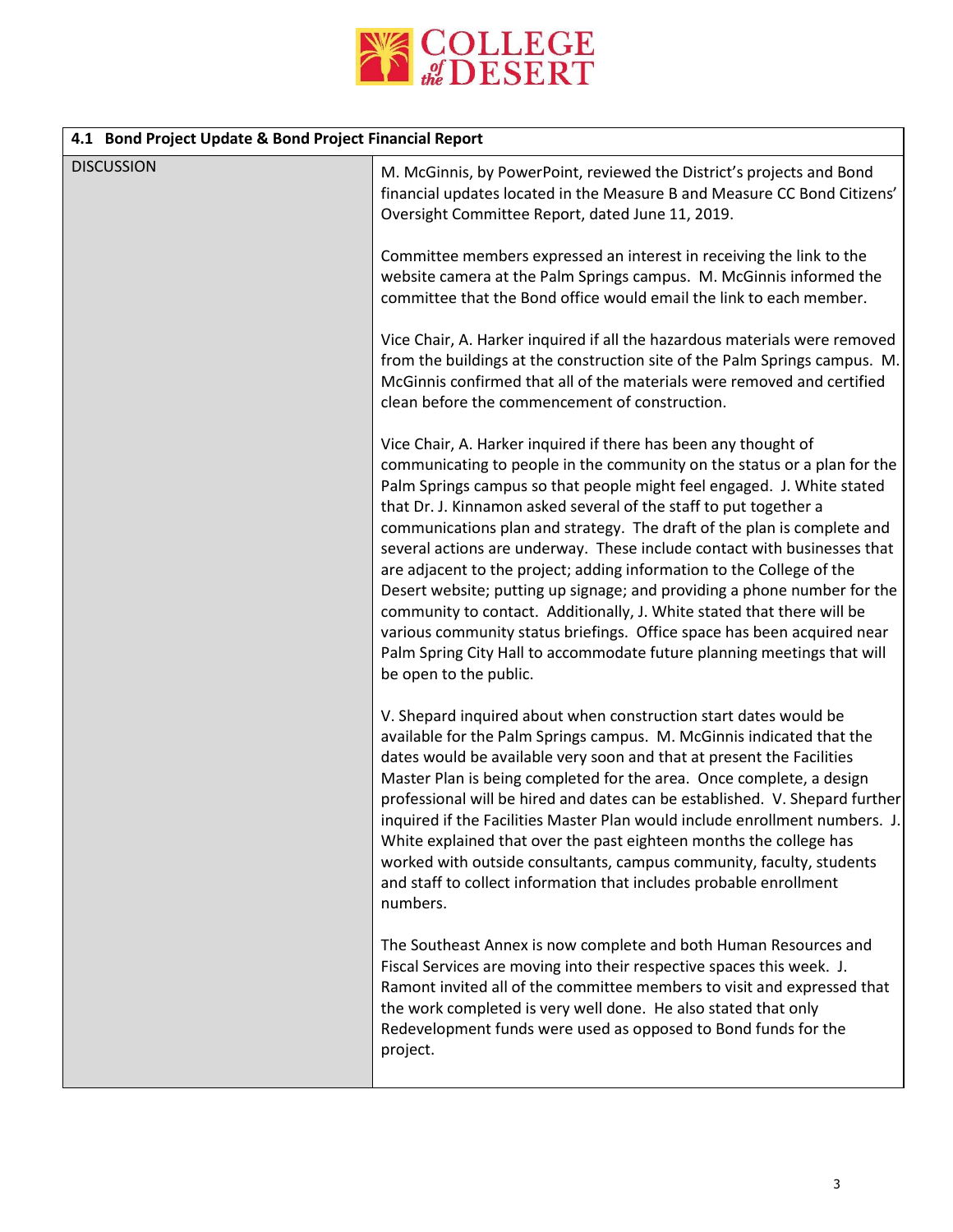| 4.1 Bond Project Update & Bond Project Financial Report | |
|---|---|
| DISCUSSION | M. McGinnis, by PowerPoint, reviewed the District's projects and Bond financial updates located in the Measure B and Measure CC Bond Citizens' Oversight Committee Report, dated June 11, 2019.<br><br>Committee members expressed an interest in receiving the link to the website camera at the Palm Springs campus. M. McGinnis informed the committee that the Bond office would email the link to each member.<br><br>Vice Chair, A. Harker inquired if all the hazardous materials were removed from the buildings at the construction site of the Palm Springs campus. M. McGinnis confirmed that all of the materials were removed and certified clean before the commencement of construction.<br><br>Vice Chair, A. Harker inquired if there has been any thought of communicating to people in the community on the status or a plan for the Palm Springs campus so that people might feel engaged. J. White stated that Dr. J. Kinnamon asked several of the staff to put together a communications plan and strategy. The draft of the plan is complete and several actions are underway. These include contact with businesses that are adjacent to the project; adding information to the College of the Desert website; putting up signage; and providing a phone number for the community to contact. Additionally, J. White stated that there will be various community status briefings. Office space has been acquired near Palm Spring City Hall to accommodate future planning meetings that will be open to the public.<br><br>V. Shepard inquired about when construction start dates would be available for the Palm Springs campus. M. McGinnis indicated that the dates would be available very soon and that at present the Facilities Master Plan is being completed for the area. Once complete, a design professional will be hired and dates can be established. V. Shepard further inquired if the Facilities Master Plan would include enrollment numbers. J. White explained that over the past eighteen months the college has worked with outside consultants, campus community, faculty, students and staff to collect information that includes probable enrollment numbers.<br><br>The Southeast Annex is now complete and both Human Resources and Fiscal Services are moving into their respective spaces this week. J. Ramont invited all of the committee members to visit and expressed that the work completed is very well done. He also stated that only Redevelopment funds were used as opposed to Bond funds for the project. |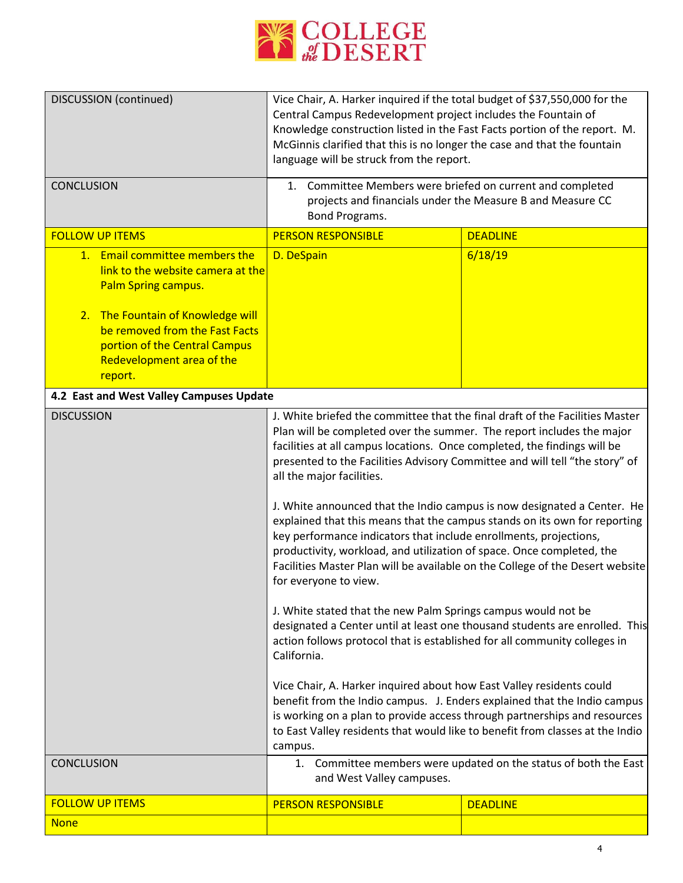| | | |
|---|---|---|
| DISCUSSION (continued) | Vice Chair, A. Harker inquired if the total budget of $37,550,000 for the Central Campus Redevelopment project includes the Fountain of Knowledge construction listed in the Fast Facts portion of the report. M. McGinnis clarified that this is no longer the case and that the fountain language will be struck from the report. | |
| CONCLUSION | 1. Committee Members were briefed on current and completed projects and financials under the Measure B and Measure CC Bond Programs. | |
| FOLLOW UP ITEMS | PERSON RESPONSIBLE | DEADLINE |
| 1. Email committee members the link to the website camera at the Palm Spring campus.<br><br>2. The Fountain of Knowledge will be removed from the Fast Facts portion of the Central Campus Redevelopment area of the report. | D. DeSpain | 6/18/19 |
| **4.2 East and West Valley Campuses Update** | | |
| DISCUSSION | J. White briefed the committee that the final draft of the Facilities Master Plan will be completed over the summer. The report includes the major facilities at all campus locations. Once completed, the findings will be presented to the Facilities Advisory Committee and will tell "the story" of all the major facilities.<br><br>J. White announced that the Indio campus is now designated a Center. He explained that this means that the campus stands on its own for reporting key performance indicators that include enrollments, projections, productivity, workload, and utilization of space. Once completed, the Facilities Master Plan will be available on the College of the Desert website for everyone to view.<br><br>J. White stated that the new Palm Springs campus would not be designated a Center until at least one thousand students are enrolled. This action follows protocol that is established for all community colleges in California.<br><br>Vice Chair, A. Harker inquired about how East Valley residents could benefit from the Indio campus. J. Enders explained that the Indio campus is working on a plan to provide access through partnerships and resources to East Valley residents that would like to benefit from classes at the Indio campus. | |
| CONCLUSION | 1. Committee members were updated on the status of both the East and West Valley campuses. | |
| FOLLOW UP ITEMS | PERSON RESPONSIBLE | DEADLINE |
| None | | |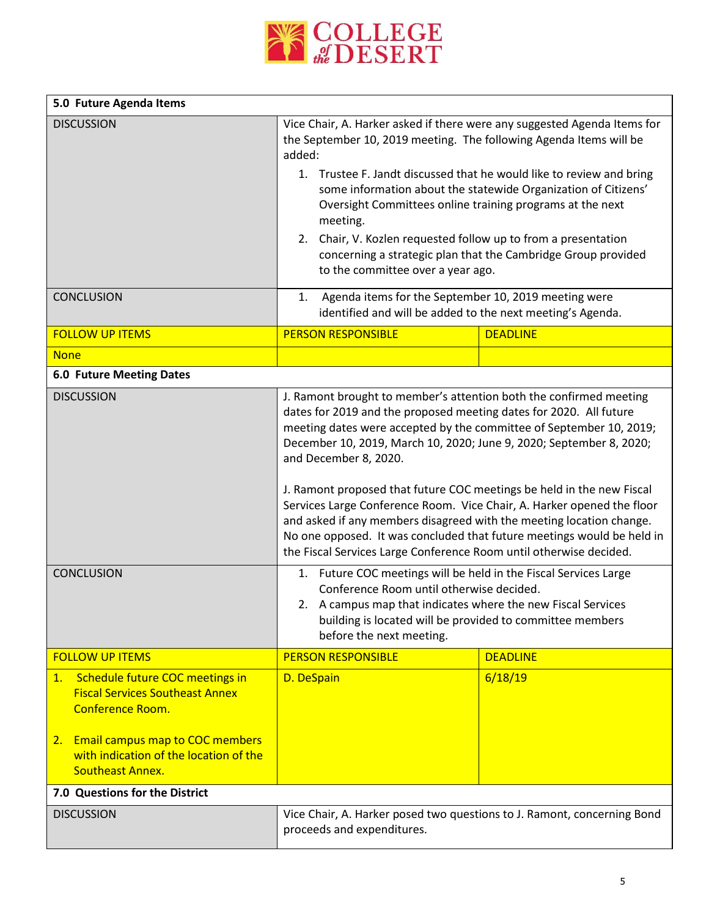| 5.0 Future Agenda Items | | |
|---|---|---|
| DISCUSSION | Vice Chair, A. Harker asked if there were any suggested Agenda Items for the September 10, 2019 meeting. The following Agenda Items will be added:<br>1. Trustee F. Jandt discussed that he would like to review and bring some information about the statewide Organization of Citizens' Oversight Committees online training programs at the next meeting.<br>2. Chair, V. Kozlen requested follow up to from a presentation concerning a strategic plan that the Cambridge Group provided to the committee over a year ago. | |
| CONCLUSION | 1. Agenda items for the September 10, 2019 meeting were identified and will be added to the next meeting's Agenda. | |
| FOLLOW UP ITEMS | PERSON RESPONSIBLE | DEADLINE |
| None | | |

| 6.0 Future Meeting Dates | | |
|---|---|---|
| DISCUSSION | J. Ramont brought to member's attention both the confirmed meeting dates for 2019 and the proposed meeting dates for 2020. All future meeting dates were accepted by the committee of September 10, 2019; December 10, 2019, March 10, 2020; June 9, 2020; September 8, 2020; and December 8, 2020.<br><br>J. Ramont proposed that future COC meetings be held in the new Fiscal Services Large Conference Room. Vice Chair, A. Harker opened the floor and asked if any members disagreed with the meeting location change. No one opposed. It was concluded that future meetings would be held in the Fiscal Services Large Conference Room until otherwise decided. | |
| CONCLUSION | 1. Future COC meetings will be held in the Fiscal Services Large Conference Room until otherwise decided.<br>2. A campus map that indicates where the new Fiscal Services building is located will be provided to committee members before the next meeting. | |
| FOLLOW UP ITEMS | PERSON RESPONSIBLE | DEADLINE |
| 1. Schedule future COC meetings in Fiscal Services Southeast Annex Conference Room.<br><br>2. Email campus map to COC members with indication of the location of the Southeast Annex. | D. DeSpain | 6/18/19 |

| 7.0 Questions for the District | |
|---|---|
| DISCUSSION | Vice Chair, A. Harker posed two questions to J. Ramont, concerning Bond proceeds and expenditures. |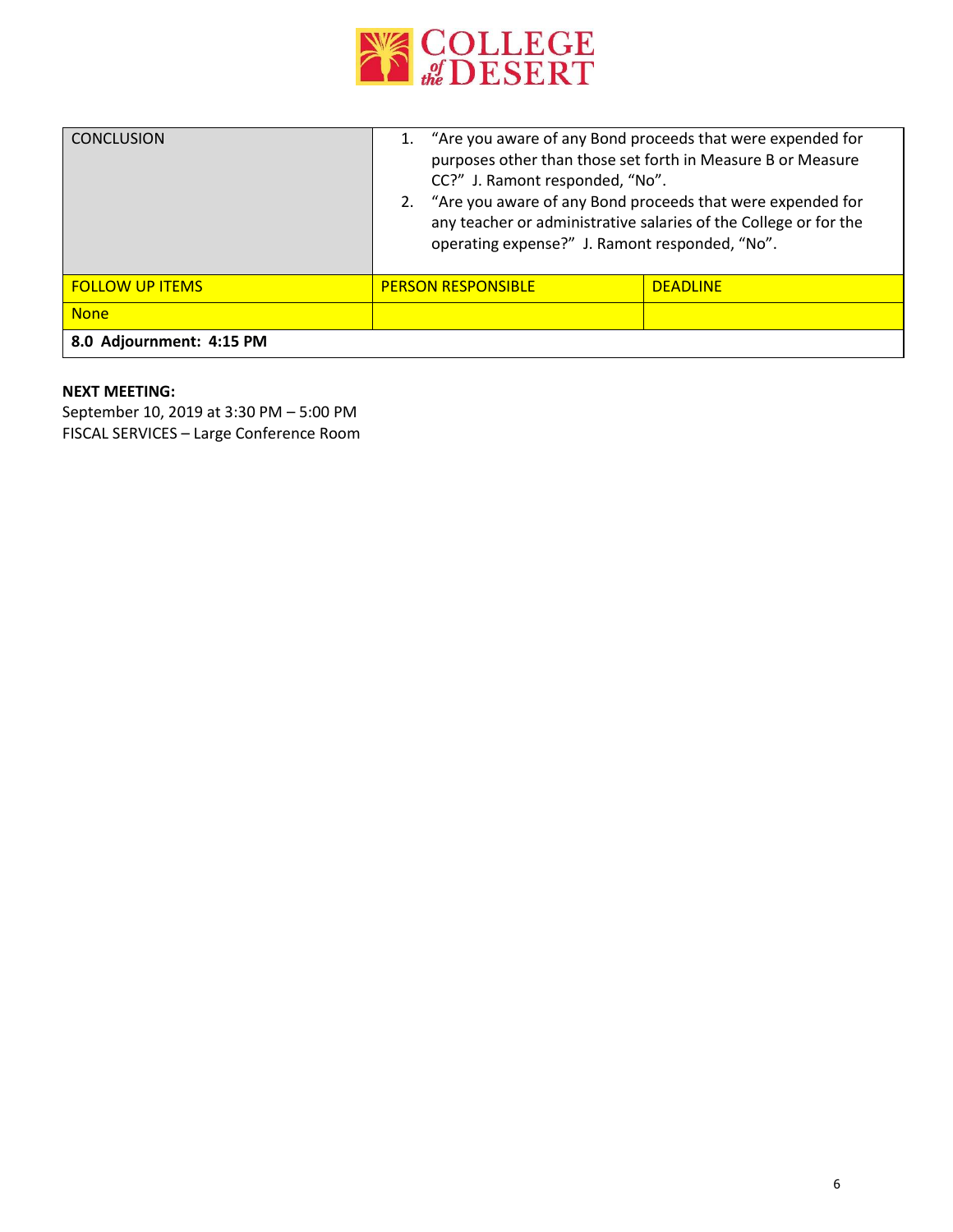| | | |
|---|---|---|
| CONCLUSION | 1. "Are you aware of any Bond proceeds that were expended for purposes other than those set forth in Measure B or Measure CC?" J. Ramont responded, "No".<br>2. "Are you aware of any Bond proceeds that were expended for any teacher or administrative salaries of the College or for the operating expense?" J. Ramont responded, "No". | |
| FOLLOW UP ITEMS | PERSON RESPONSIBLE | DEADLINE |
| None | | |
| **8.0 Adjournment: 4:15 PM** | | |

**NEXT MEETING:**
September 10, 2019 at 3:30 PM – 5:00 PM
FISCAL SERVICES – Large Conference Room